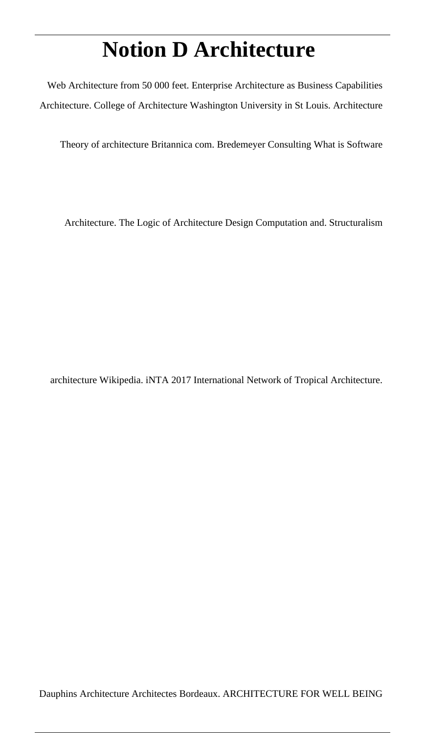# Notion D Architecture

Web Architecture from 50 000 feet. Enterprise Architecture as Business Capabilities Architecture. College of Architecture Washington University in St Louis. Architecture

Theory of architecture Britannica com. Bredemeyer Consulting What is Software

Architecture. The Logic of Architecture Design Computation and. Structuralism

architecture Wikipedia. iNTA 2017 International Network of Tropical Architecture.

Dauphins Architecture Architectes Bordeaux. ARCHITECTURE FOR WELL BEING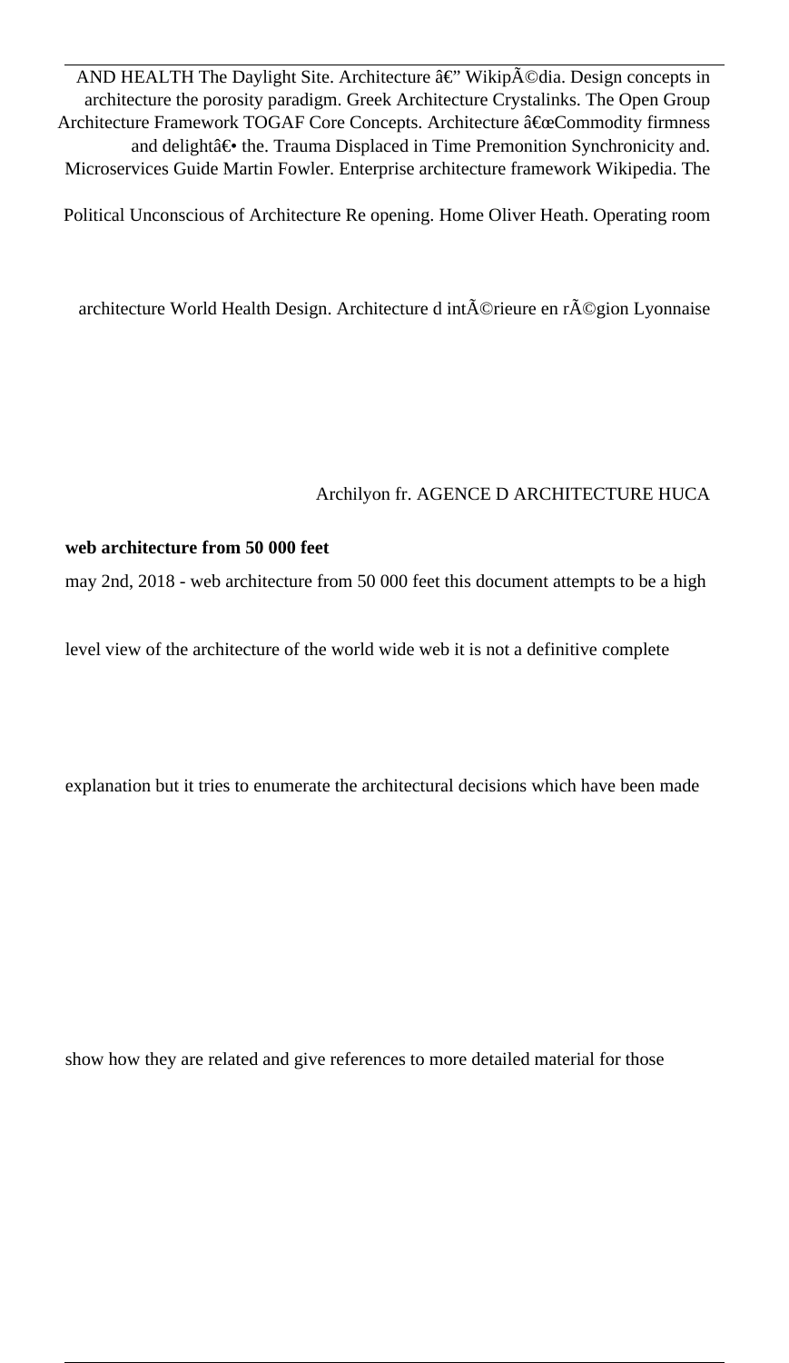AND HEALTH The Daylight Site. Architecture â€" WikipÃ©dia. Design concepts in architecture the porosity paradigm. Greek Architecture Crystalinks. The Open Group Architecture Framework TOGAF Core Concepts. Architecture â€œCommodity firmness and delightâ€• the. Trauma Displaced in Time Premonition Synchronicity and. Microservices Guide Martin Fowler. Enterprise architecture framework Wikipedia. The Political Unconscious of Architecture Re opening. Home Oliver Heath. Operating room architecture World Health Design. Architecture d intÃ©rieure en rÃ©gion Lyonnaise Archilyon fr. AGENCE D ARCHITECTURE HUCA

**web architecture from 50 000 feet**

may 2nd, 2018 - web architecture from 50 000 feet this document attempts to be a high level view of the architecture of the world wide web it is not a definitive complete explanation but it tries to enumerate the architectural decisions which have been made show how they are related and give references to more detailed material for those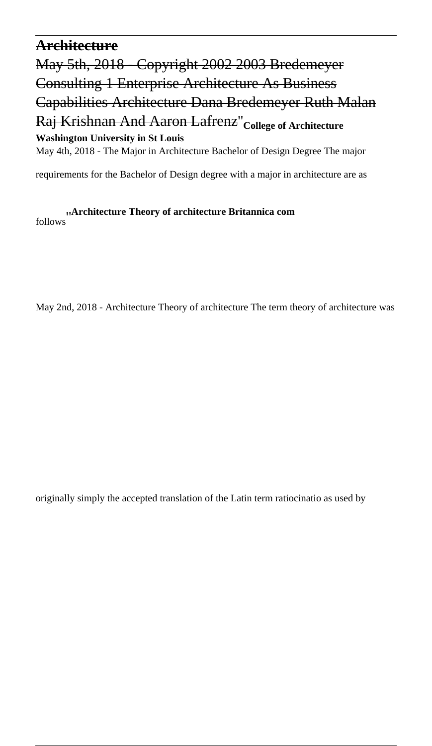~~**Architecture**~~

~~May 5th, 2018 - Copyright 2002 2003 Bredemeyer Consulting 1 Enterprise Architecture As Business Capabilities Architecture Dana Bredemeyer Ruth Malan Raj Krishnan And Aaron Lafrenz~~''**College of Architecture Washington University in St Louis**

May 4th, 2018 - The Major in Architecture Bachelor of Design Degree The major requirements for the Bachelor of Design degree with a major in architecture are as follows''**Architecture Theory of architecture Britannica com**

May 2nd, 2018 - Architecture Theory of architecture The term theory of architecture was originally simply the accepted translation of the Latin term ratiocinatio as used by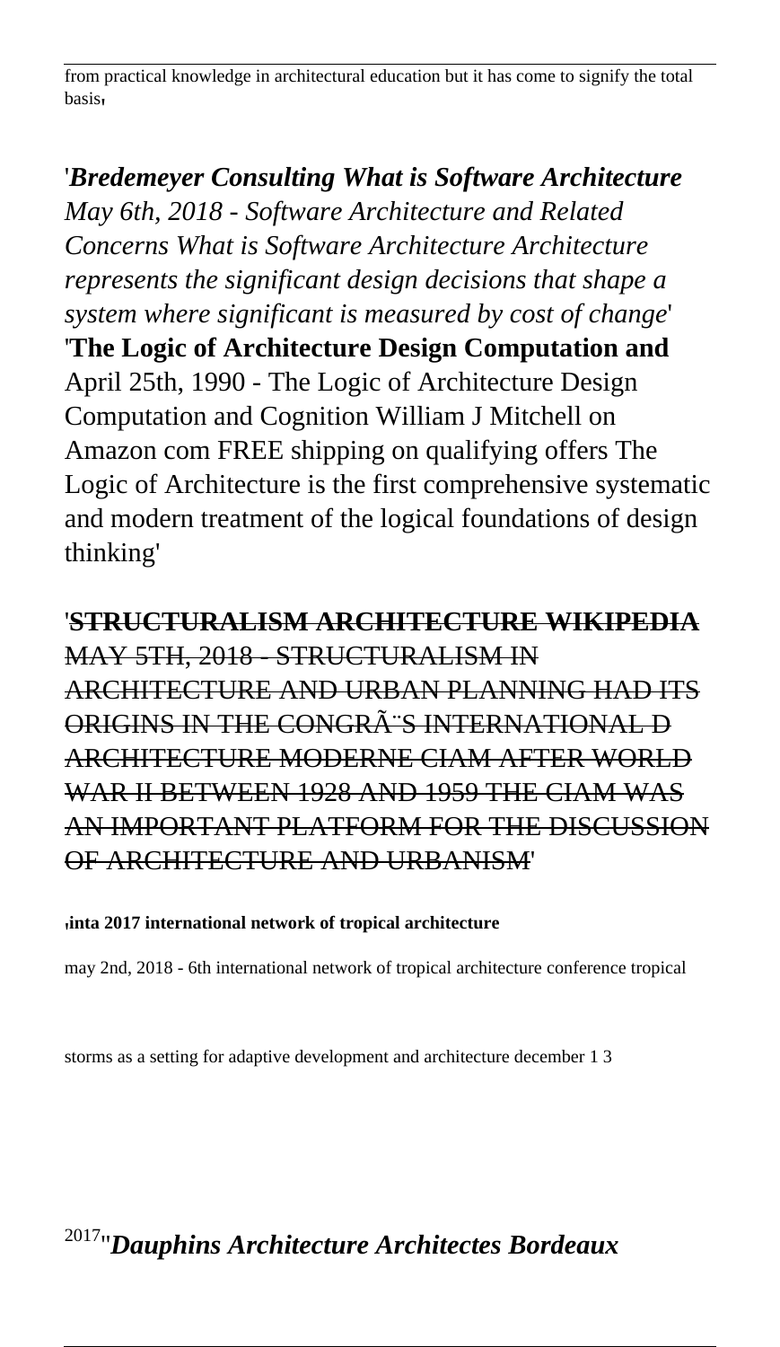from practical knowledge in architectural education but it has come to signify the total basis'

'*Bredemeyer Consulting What is Software Architecture* *May 6th, 2018 - Software Architecture and Related Concerns What is Software Architecture Architecture represents the significant design decisions that shape a system where significant is measured by cost of change*'

'**The Logic of Architecture Design Computation and** April 25th, 1990 - The Logic of Architecture Design Computation and Cognition William J Mitchell on Amazon com FREE shipping on qualifying offers The Logic of Architecture is the first comprehensive systematic and modern treatment of the logical foundations of design thinking'

'~~**STRUCTURALISM ARCHITECTURE WIKIPEDIA**~~ ~~MAY 5TH, 2018 - STRUCTURALISM IN ARCHITECTURE AND URBAN PLANNING HAD ITS ORIGINS IN THE CONGRÃ¨S INTERNATIONAL D ARCHITECTURE MODERNE CIAM AFTER WORLD WAR II BETWEEN 1928 AND 1959 THE CIAM WAS AN IMPORTANT PLATFORM FOR THE DISCUSSION OF ARCHITECTURE AND URBANISM~~'

'**inta 2017 international network of tropical architecture**

may 2nd, 2018 - 6th international network of tropical architecture conference tropical storms as a setting for adaptive development and architecture december 1 3 2017''*Dauphins Architecture Architectes Bordeaux*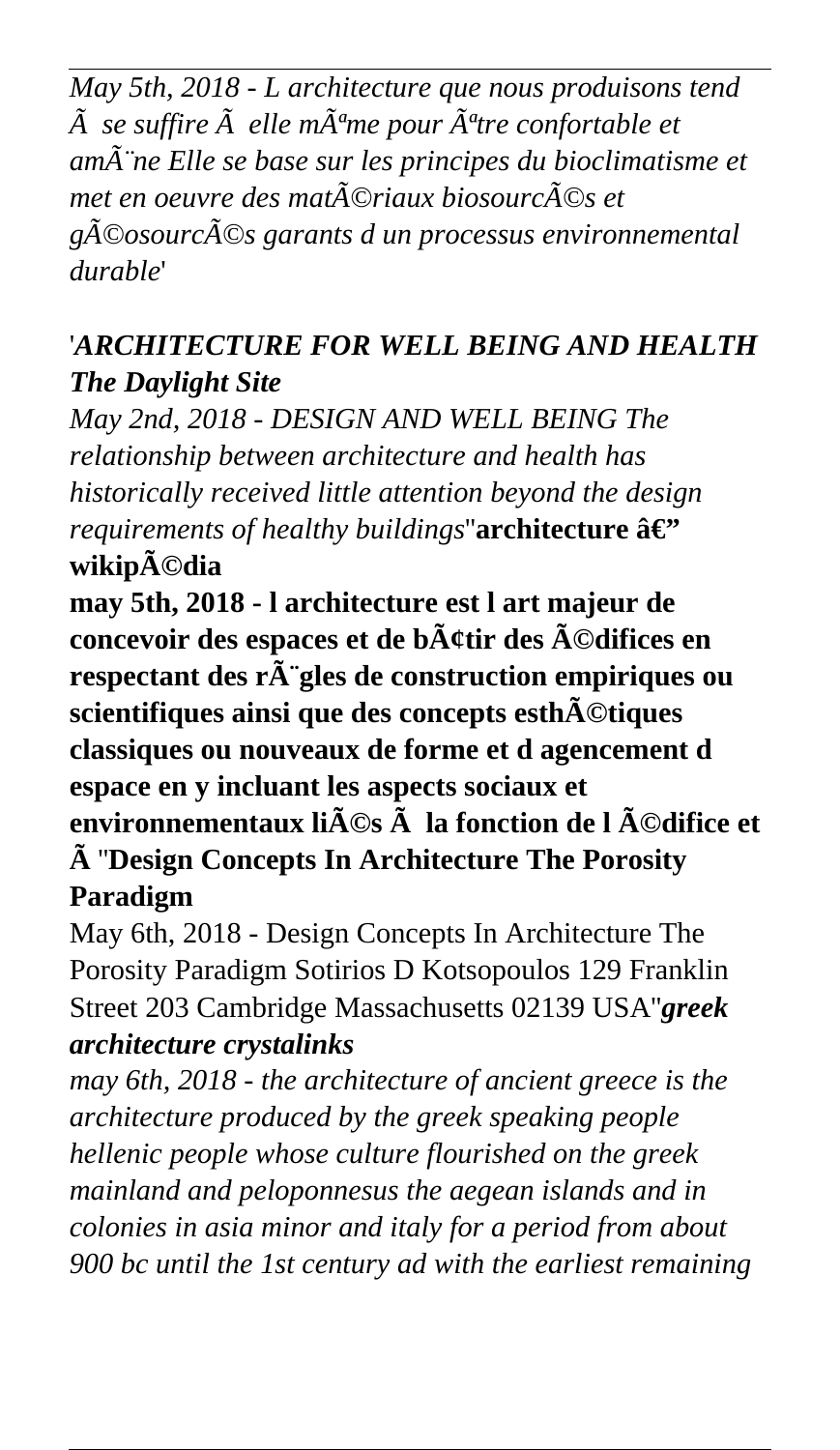*May 5th, 2018 - L architecture que nous produisons tend Ã  se suffire Ã  elle mÃªme pour Ãªtre confortable et amÃ¨ne Elle se base sur les principes du bioclimatisme et met en oeuvre des matÃ©riaux biosourcÃ©s et gÃ©osourcÃ©s garants d un processus environnemental durable*'

'***ARCHITECTURE FOR WELL BEING AND HEALTH The Daylight Site***

*May 2nd, 2018 - DESIGN AND WELL BEING The relationship between architecture and health has historically received little attention beyond the design requirements of healthy buildings*''**architecture â€" wikipÃ©dia**

**may 5th, 2018 - l architecture est l art majeur de concevoir des espaces et de bÃ¢tir des Ã©difices en respectant des rÃ¨gles de construction empiriques ou scientifiques ainsi que des concepts esthÃ©tiques classiques ou nouveaux de forme et d agencement d espace en y incluant les aspects sociaux et environnementaux liÃ©s Ã  la fonction de l Ã©difice et Ã** ''**Design Concepts In Architecture The Porosity Paradigm**

May 6th, 2018 - Design Concepts In Architecture The Porosity Paradigm Sotirios D Kotsopoulos 129 Franklin Street 203 Cambridge Massachusetts 02139 USA''***greek architecture crystalinks***

*may 6th, 2018 - the architecture of ancient greece is the architecture produced by the greek speaking people hellenic people whose culture flourished on the greek mainland and peloponnesus the aegean islands and in colonies in asia minor and italy for a period from about 900 bc until the 1st century ad with the earliest remaining*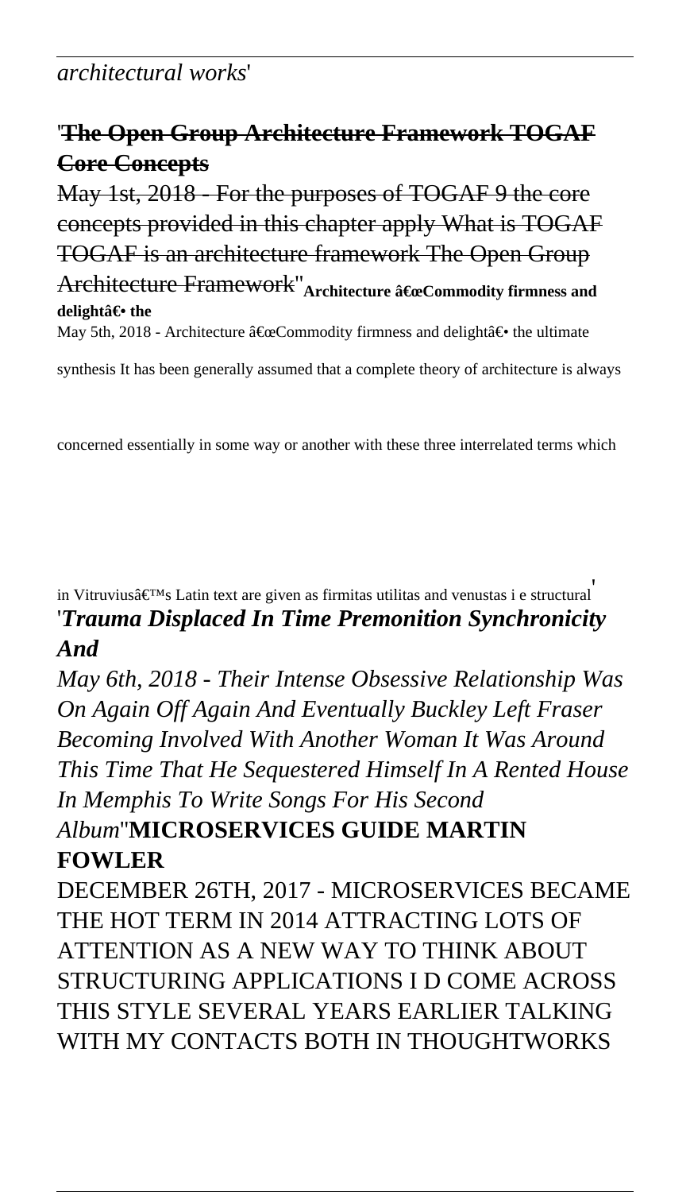*architectural works*'

'**~~The Open Group Architecture Framework TOGAF Core Concepts~~**

~~May 1st, 2018 - For the purposes of TOGAF 9 the core concepts provided in this chapter apply What is TOGAF TOGAF is an architecture framework The Open Group Architecture Framework~~''**Architecture â€œCommodity firmness and delightâ€• the**

May 5th, 2018 - Architecture â€œCommodity firmness and delightâ€• the ultimate synthesis It has been generally assumed that a complete theory of architecture is always concerned essentially in some way or another with these three interrelated terms which in Vitruviusâ€™s Latin text are given as firmitas utilitas and venustas i e structural'

'***Trauma Displaced In Time Premonition Synchronicity And***

*May 6th, 2018 - Their Intense Obsessive Relationship Was On Again Off Again And Eventually Buckley Left Fraser Becoming Involved With Another Woman It Was Around This Time That He Sequestered Himself In A Rented House In Memphis To Write Songs For His Second Album*''**MICROSERVICES GUIDE MARTIN FOWLER**

DECEMBER 26TH, 2017 - MICROSERVICES BECAME THE HOT TERM IN 2014 ATTRACTING LOTS OF ATTENTION AS A NEW WAY TO THINK ABOUT STRUCTURING APPLICATIONS I D COME ACROSS THIS STYLE SEVERAL YEARS EARLIER TALKING WITH MY CONTACTS BOTH IN THOUGHTWORKS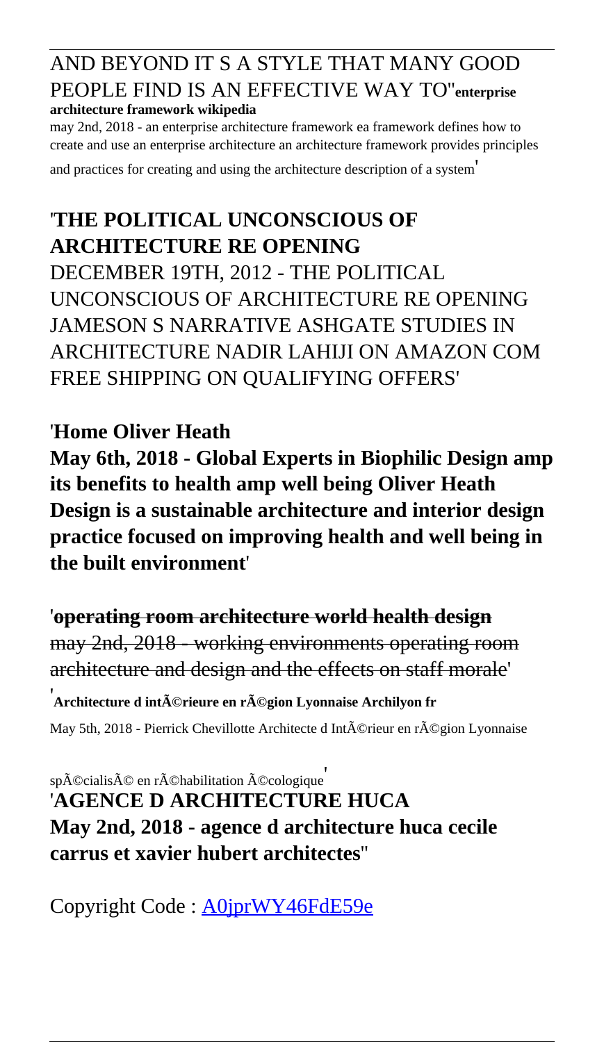AND BEYOND IT S A STYLE THAT MANY GOOD PEOPLE FIND IS AN EFFECTIVE WAY TO''**enterprise architecture framework wikipedia**

may 2nd, 2018 - an enterprise architecture framework ea framework defines how to create and use an enterprise architecture an architecture framework provides principles and practices for creating and using the architecture description of a system'

'**THE POLITICAL UNCONSCIOUS OF ARCHITECTURE RE OPENING**

DECEMBER 19TH, 2012 - THE POLITICAL UNCONSCIOUS OF ARCHITECTURE RE OPENING JAMESON S NARRATIVE ASHGATE STUDIES IN ARCHITECTURE NADIR LAHIJI ON AMAZON COM FREE SHIPPING ON QUALIFYING OFFERS'

'**Home Oliver Heath**

**May 6th, 2018 - Global Experts in Biophilic Design amp its benefits to health amp well being Oliver Heath Design is a sustainable architecture and interior design practice focused on improving health and well being in the built environment**'

'~~**operating room architecture world health design**~~

~~may 2nd, 2018 - working environments operating room architecture and design and the effects on staff morale~~'

'**Architecture d intÃ©rieure en rÃ©gion Lyonnaise Archilyon fr**

May 5th, 2018 - Pierrick Chevillotte Architecte d IntÃ©rieur en rÃ©gion Lyonnaise spÃ©cialisÃ© en rÃ©habilitation Ã©cologique'

'**AGENCE D ARCHITECTURE HUCA**

**May 2nd, 2018 - agence d architecture huca cecile carrus et xavier hubert architectes**''

Copyright Code : A0jprWY46FdE59e